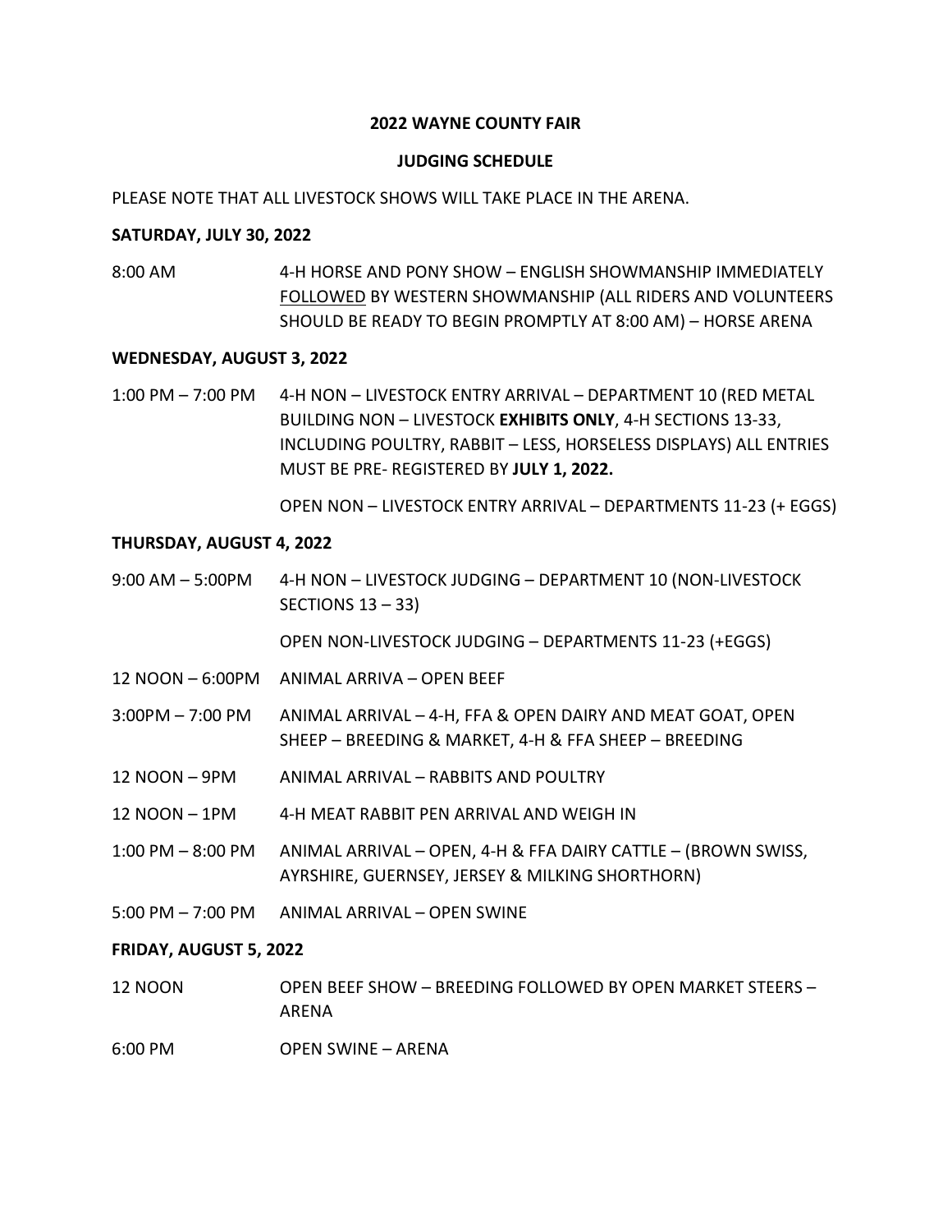**2022 WAYNE COUNTY FAIR**

**JUDGING SCHEDULE**

PLEASE NOTE THAT ALL LIVESTOCK SHOWS WILL TAKE PLACE IN THE ARENA.

**SATURDAY, JULY 30, 2022**

8:00 AM — 4-H HORSE AND PONY SHOW – ENGLISH SHOWMANSHIP IMMEDIATELY FOLLOWED BY WESTERN SHOWMANSHIP (ALL RIDERS AND VOLUNTEERS SHOULD BE READY TO BEGIN PROMPTLY AT 8:00 AM) – HORSE ARENA

**WEDNESDAY, AUGUST 3, 2022**

1:00 PM – 7:00 PM — 4-H NON – LIVESTOCK ENTRY ARRIVAL – DEPARTMENT 10 (RED METAL BUILDING NON – LIVESTOCK **EXHIBITS ONLY**, 4-H SECTIONS 13-33, INCLUDING POULTRY, RABBIT – LESS, HORSELESS DISPLAYS) ALL ENTRIES MUST BE PRE- REGISTERED BY **JULY 1, 2022.**

OPEN NON – LIVESTOCK ENTRY ARRIVAL – DEPARTMENTS 11-23 (+ EGGS)

**THURSDAY, AUGUST 4, 2022**

9:00 AM – 5:00PM — 4-H NON – LIVESTOCK JUDGING – DEPARTMENT 10 (NON-LIVESTOCK SECTIONS 13 – 33)

OPEN NON-LIVESTOCK JUDGING – DEPARTMENTS 11-23 (+EGGS)

12 NOON – 6:00PM — ANIMAL ARRIVA – OPEN BEEF

3:00PM – 7:00 PM — ANIMAL ARRIVAL – 4-H, FFA & OPEN DAIRY AND MEAT GOAT, OPEN SHEEP – BREEDING & MARKET, 4-H & FFA SHEEP – BREEDING

12 NOON – 9PM — ANIMAL ARRIVAL – RABBITS AND POULTRY

12 NOON – 1PM — 4-H MEAT RABBIT PEN ARRIVAL AND WEIGH IN

1:00 PM – 8:00 PM — ANIMAL ARRIVAL – OPEN, 4-H & FFA DAIRY CATTLE – (BROWN SWISS, AYRSHIRE, GUERNSEY, JERSEY & MILKING SHORTHORN)

5:00 PM – 7:00 PM — ANIMAL ARRIVAL – OPEN SWINE

**FRIDAY, AUGUST 5, 2022**

12 NOON — OPEN BEEF SHOW – BREEDING FOLLOWED BY OPEN MARKET STEERS – ARENA

6:00 PM — OPEN SWINE – ARENA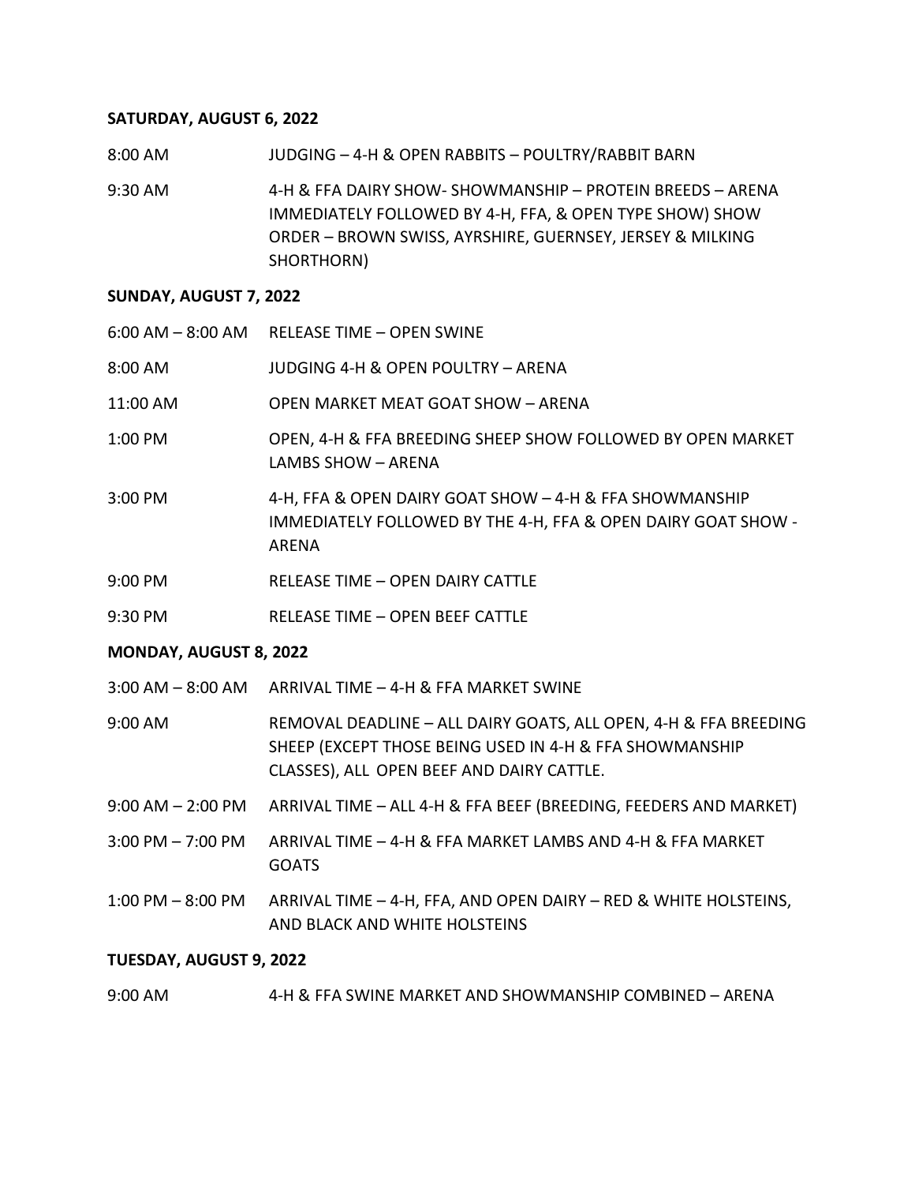**SATURDAY, AUGUST 6, 2022**

| | |
|---|---|
| 8:00 AM | JUDGING – 4-H & OPEN RABBITS – POULTRY/RABBIT BARN |
| 9:30 AM | 4-H & FFA DAIRY SHOW- SHOWMANSHIP – PROTEIN BREEDS – ARENA IMMEDIATELY FOLLOWED BY 4-H, FFA, & OPEN TYPE SHOW) SHOW ORDER – BROWN SWISS, AYRSHIRE, GUERNSEY, JERSEY & MILKING SHORTHORN) |

**SUNDAY, AUGUST 7, 2022**

| | |
|---|---|
| 6:00 AM – 8:00 AM | RELEASE TIME – OPEN SWINE |
| 8:00 AM | JUDGING 4-H & OPEN POULTRY – ARENA |
| 11:00 AM | OPEN MARKET MEAT GOAT SHOW – ARENA |
| 1:00 PM | OPEN, 4-H & FFA BREEDING SHEEP SHOW FOLLOWED BY OPEN MARKET LAMBS SHOW – ARENA |
| 3:00 PM | 4-H, FFA & OPEN DAIRY GOAT SHOW – 4-H & FFA SHOWMANSHIP IMMEDIATELY FOLLOWED BY THE 4-H, FFA & OPEN DAIRY GOAT SHOW - ARENA |
| 9:00 PM | RELEASE TIME – OPEN DAIRY CATTLE |
| 9:30 PM | RELEASE TIME – OPEN BEEF CATTLE |

**MONDAY, AUGUST 8, 2022**

| | |
|---|---|
| 3:00 AM – 8:00 AM | ARRIVAL TIME – 4-H & FFA MARKET SWINE |
| 9:00 AM | REMOVAL DEADLINE – ALL DAIRY GOATS, ALL OPEN, 4-H & FFA BREEDING SHEEP (EXCEPT THOSE BEING USED IN 4-H & FFA SHOWMANSHIP CLASSES), ALL OPEN BEEF AND DAIRY CATTLE. |
| 9:00 AM – 2:00 PM | ARRIVAL TIME – ALL 4-H & FFA BEEF (BREEDING, FEEDERS AND MARKET) |
| 3:00 PM – 7:00 PM | ARRIVAL TIME – 4-H & FFA MARKET LAMBS AND 4-H & FFA MARKET GOATS |
| 1:00 PM – 8:00 PM | ARRIVAL TIME – 4-H, FFA, AND OPEN DAIRY – RED & WHITE HOLSTEINS, AND BLACK AND WHITE HOLSTEINS |

**TUESDAY, AUGUST 9, 2022**

| | |
|---|---|
| 9:00 AM | 4-H & FFA SWINE MARKET AND SHOWMANSHIP COMBINED – ARENA |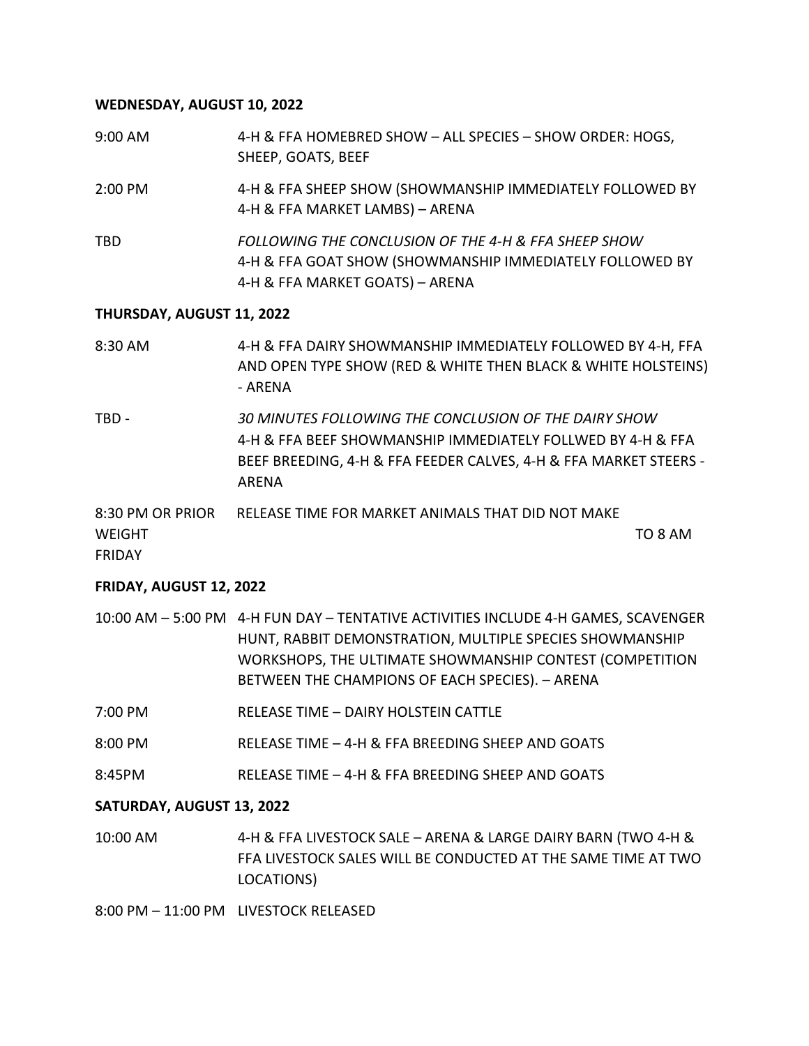**WEDNESDAY, AUGUST 10, 2022**

| | |
|---|---|
| 9:00 AM | 4-H & FFA HOMEBRED SHOW – ALL SPECIES – SHOW ORDER: HOGS, SHEEP, GOATS, BEEF |
| 2:00 PM | 4-H & FFA SHEEP SHOW (SHOWMANSHIP IMMEDIATELY FOLLOWED BY 4-H & FFA MARKET LAMBS) – ARENA |
| TBD | *FOLLOWING THE CONCLUSION OF THE 4-H & FFA SHEEP SHOW* 4-H & FFA GOAT SHOW (SHOWMANSHIP IMMEDIATELY FOLLOWED BY 4-H & FFA MARKET GOATS) – ARENA |

**THURSDAY, AUGUST 11, 2022**

| | |
|---|---|
| 8:30 AM | 4-H & FFA DAIRY SHOWMANSHIP IMMEDIATELY FOLLOWED BY 4-H, FFA AND OPEN TYPE SHOW (RED & WHITE THEN BLACK & WHITE HOLSTEINS) - ARENA |
| TBD - | *30 MINUTES FOLLOWING THE CONCLUSION OF THE DAIRY SHOW* 4-H & FFA BEEF SHOWMANSHIP IMMEDIATELY FOLLWED BY 4-H & FFA BEEF BREEDING, 4-H & FFA FEEDER CALVES, 4-H & FFA MARKET STEERS - ARENA |
| 8:30 PM OR PRIOR TO 8 AM FRIDAY | RELEASE TIME FOR MARKET ANIMALS THAT DID NOT MAKE WEIGHT |

**FRIDAY, AUGUST 12, 2022**

| | |
|---|---|
| 10:00 AM – 5:00 PM | 4-H FUN DAY – TENTATIVE ACTIVITIES INCLUDE 4-H GAMES, SCAVENGER HUNT, RABBIT DEMONSTRATION, MULTIPLE SPECIES SHOWMANSHIP WORKSHOPS, THE ULTIMATE SHOWMANSHIP CONTEST (COMPETITION BETWEEN THE CHAMPIONS OF EACH SPECIES). – ARENA |
| 7:00 PM | RELEASE TIME – DAIRY HOLSTEIN CATTLE |
| 8:00 PM | RELEASE TIME – 4-H & FFA BREEDING SHEEP AND GOATS |
| 8:45PM | RELEASE TIME – 4-H & FFA BREEDING SHEEP AND GOATS |

**SATURDAY, AUGUST 13, 2022**

| | |
|---|---|
| 10:00 AM | 4-H & FFA LIVESTOCK SALE – ARENA & LARGE DAIRY BARN (TWO 4-H & FFA LIVESTOCK SALES WILL BE CONDUCTED AT THE SAME TIME AT TWO LOCATIONS) |
| 8:00 PM – 11:00 PM | LIVESTOCK RELEASED |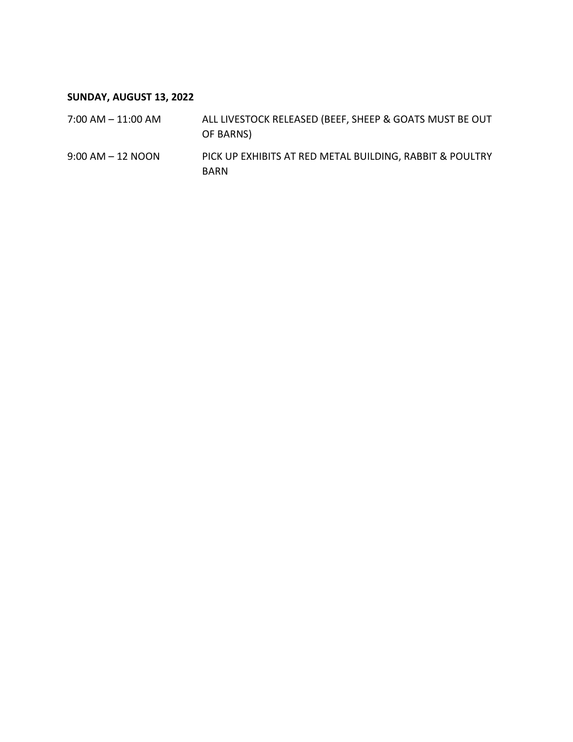**SUNDAY, AUGUST 13, 2022**

| | |
|---|---|
| 7:00 AM – 11:00 AM | ALL LIVESTOCK RELEASED (BEEF, SHEEP & GOATS MUST BE OUT OF BARNS) |
| 9:00 AM – 12 NOON | PICK UP EXHIBITS AT RED METAL BUILDING, RABBIT & POULTRY BARN |